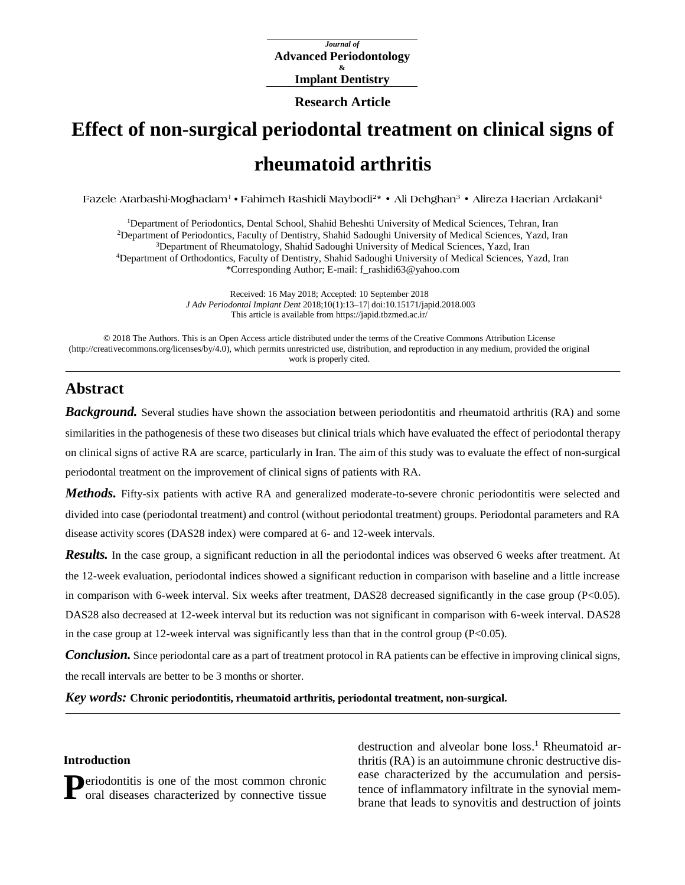Journal of
**Advanced Periodontology**
&
**Implant Dentistry**

**Research Article**

# Effect of non-surgical periodontal treatment on clinical signs of rheumatoid arthritis

Fazele Atarbashi-Moghadam[1] • Fahimeh Rashidi Maybodi[2]* • Ali Dehghan[3] • Alireza Haerian Ardakani[4]

[1]Department of Periodontics, Dental School, Shahid Beheshti University of Medical Sciences, Tehran, Iran
[2]Department of Periodontics, Faculty of Dentistry, Shahid Sadoughi University of Medical Sciences, Yazd, Iran
[3]Department of Rheumatology, Shahid Sadoughi University of Medical Sciences, Yazd, Iran
[4]Department of Orthodontics, Faculty of Dentistry, Shahid Sadoughi University of Medical Sciences, Yazd, Iran
*Corresponding Author; E-mail: f_rashidi63@yahoo.com

Received: 16 May 2018; Accepted: 10 September 2018
*J Adv Periodontal Implant Dent* 2018;10(1):13–17| doi:10.15171/japid.2018.003
This article is available from https://japid.tbzmed.ac.ir/

© 2018 The Authors. This is an Open Access article distributed under the terms of the Creative Commons Attribution License (http://creativecommons.org/licenses/by/4.0), which permits unrestricted use, distribution, and reproduction in any medium, provided the original work is properly cited.

## Abstract

***Background.*** Several studies have shown the association between periodontitis and rheumatoid arthritis (RA) and some similarities in the pathogenesis of these two diseases but clinical trials which have evaluated the effect of periodontal therapy on clinical signs of active RA are scarce, particularly in Iran. The aim of this study was to evaluate the effect of non-surgical periodontal treatment on the improvement of clinical signs of patients with RA.

***Methods.*** Fifty-six patients with active RA and generalized moderate-to-severe chronic periodontitis were selected and divided into case (periodontal treatment) and control (without periodontal treatment) groups. Periodontal parameters and RA disease activity scores (DAS28 index) were compared at 6- and 12-week intervals.

***Results.*** In the case group, a significant reduction in all the periodontal indices was observed 6 weeks after treatment. At the 12-week evaluation, periodontal indices showed a significant reduction in comparison with baseline and a little increase in comparison with 6-week interval. Six weeks after treatment, DAS28 decreased significantly in the case group ($P<0.05$). DAS28 also decreased at 12-week interval but its reduction was not significant in comparison with 6-week interval. DAS28 in the case group at 12-week interval was significantly less than that in the control group ($P<0.05$).

***Conclusion.*** Since periodontal care as a part of treatment protocol in RA patients can be effective in improving clinical signs, the recall intervals are better to be 3 months or shorter.

***Key words:*** **Chronic periodontitis, rheumatoid arthritis, periodontal treatment, non-surgical.**

## Introduction

Periodontitis is one of the most common chronic oral diseases characterized by connective tissue destruction and alveolar bone loss.[1] Rheumatoid arthritis (RA) is an autoimmune chronic destructive disease characterized by the accumulation and persistence of inflammatory infiltrate in the synovial membrane that leads to synovitis and destruction of joints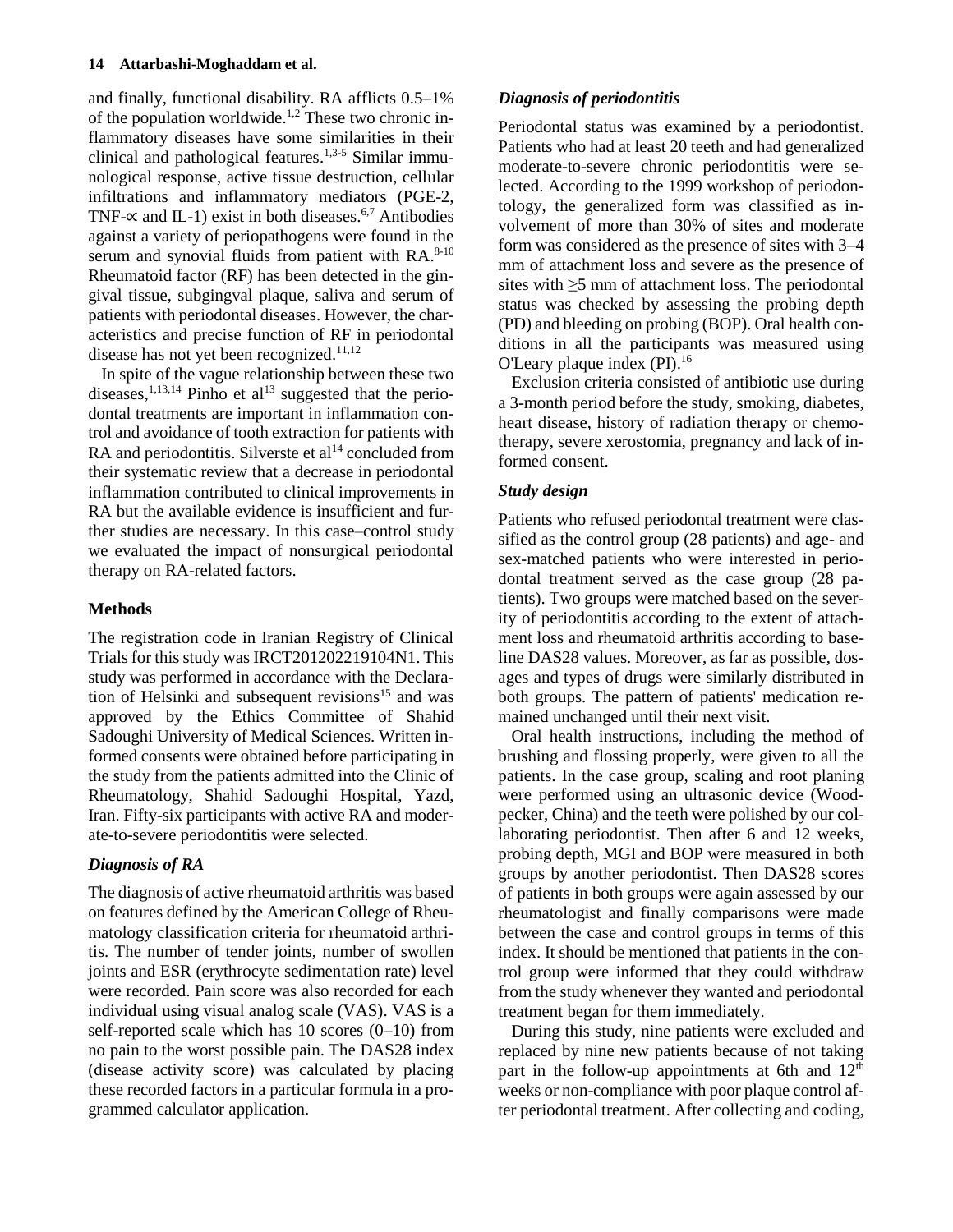and finally, functional disability. RA afflicts 0.5–1% of the population worldwide.[1,2] These two chronic inflammatory diseases have some similarities in their clinical and pathological features.[1,3-5] Similar immunological response, active tissue destruction, cellular infiltrations and inflammatory mediators (PGE-2, TNF-∝ and IL-1) exist in both diseases.[6,7] Antibodies against a variety of periopathogens were found in the serum and synovial fluids from patient with RA.[8-10] Rheumatoid factor (RF) has been detected in the gingival tissue, subgingval plaque, saliva and serum of patients with periodontal diseases. However, the characteristics and precise function of RF in periodontal disease has not yet been recognized.[11,12]

In spite of the vague relationship between these two diseases,[1,13,14] Pinho et al[13] suggested that the periodontal treatments are important in inflammation control and avoidance of tooth extraction for patients with RA and periodontitis. Silverste et al[14] concluded from their systematic review that a decrease in periodontal inflammation contributed to clinical improvements in RA but the available evidence is insufficient and further studies are necessary. In this case–control study we evaluated the impact of nonsurgical periodontal therapy on RA-related factors.

## Methods

The registration code in Iranian Registry of Clinical Trials for this study was IRCT201202219104N1. This study was performed in accordance with the Declaration of Helsinki and subsequent revisions[15] and was approved by the Ethics Committee of Shahid Sadoughi University of Medical Sciences. Written informed consents were obtained before participating in the study from the patients admitted into the Clinic of Rheumatology, Shahid Sadoughi Hospital, Yazd, Iran. Fifty-six participants with active RA and moderate-to-severe periodontitis were selected.

### *Diagnosis of RA*

The diagnosis of active rheumatoid arthritis was based on features defined by the American College of Rheumatology classification criteria for rheumatoid arthritis. The number of tender joints, number of swollen joints and ESR (erythrocyte sedimentation rate) level were recorded. Pain score was also recorded for each individual using visual analog scale (VAS). VAS is a self-reported scale which has 10 scores (0–10) from no pain to the worst possible pain. The DAS28 index (disease activity score) was calculated by placing these recorded factors in a particular formula in a programmed calculator application.

### *Diagnosis of periodontitis*

Periodontal status was examined by a periodontist. Patients who had at least 20 teeth and had generalized moderate-to-severe chronic periodontitis were selected. According to the 1999 workshop of periodontology, the generalized form was classified as involvement of more than 30% of sites and moderate form was considered as the presence of sites with 3–4 mm of attachment loss and severe as the presence of sites with ≥5 mm of attachment loss. The periodontal status was checked by assessing the probing depth (PD) and bleeding on probing (BOP). Oral health conditions in all the participants was measured using O'Leary plaque index (PI).[16]

Exclusion criteria consisted of antibiotic use during a 3-month period before the study, smoking, diabetes, heart disease, history of radiation therapy or chemotherapy, severe xerostomia, pregnancy and lack of informed consent.

### *Study design*

Patients who refused periodontal treatment were classified as the control group (28 patients) and age- and sex-matched patients who were interested in periodontal treatment served as the case group (28 patients). Two groups were matched based on the severity of periodontitis according to the extent of attachment loss and rheumatoid arthritis according to baseline DAS28 values. Moreover, as far as possible, dosages and types of drugs were similarly distributed in both groups. The pattern of patients' medication remained unchanged until their next visit.

Oral health instructions, including the method of brushing and flossing properly, were given to all the patients. In the case group, scaling and root planing were performed using an ultrasonic device (Woodpecker, China) and the teeth were polished by our collaborating periodontist. Then after 6 and 12 weeks, probing depth, MGI and BOP were measured in both groups by another periodontist. Then DAS28 scores of patients in both groups were again assessed by our rheumatologist and finally comparisons were made between the case and control groups in terms of this index. It should be mentioned that patients in the control group were informed that they could withdraw from the study whenever they wanted and periodontal treatment began for them immediately.

During this study, nine patients were excluded and replaced by nine new patients because of not taking part in the follow-up appointments at 6th and 12th weeks or non-compliance with poor plaque control after periodontal treatment. After collecting and coding,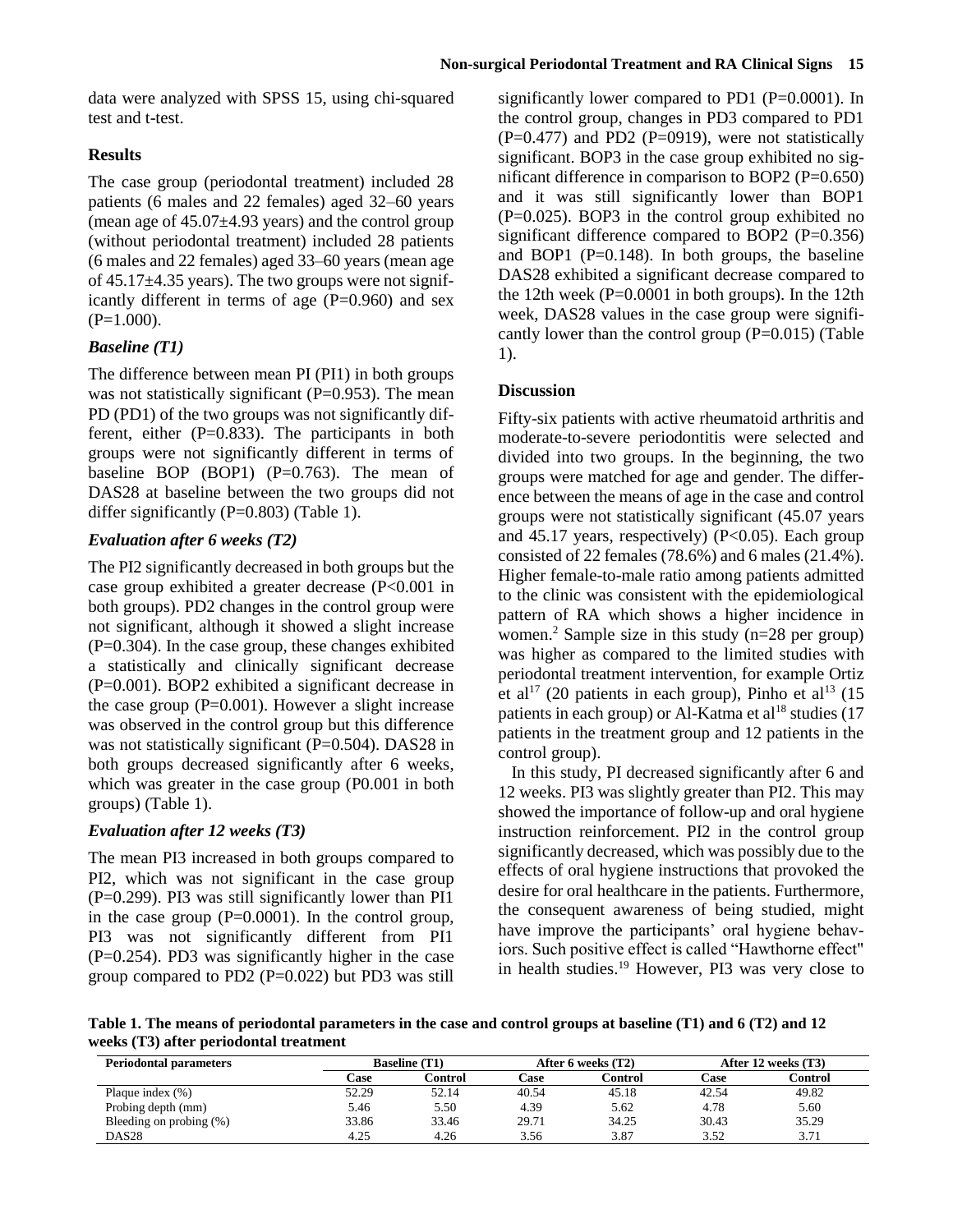data were analyzed with SPSS 15, using chi-squared test and t-test.

## Results

The case group (periodontal treatment) included 28 patients (6 males and 22 females) aged 32–60 years (mean age of 45.07±4.93 years) and the control group (without periodontal treatment) included 28 patients (6 males and 22 females) aged 33–60 years (mean age of 45.17±4.35 years). The two groups were not significantly different in terms of age (P=0.960) and sex (P=1.000).

### *Baseline (T1)*

The difference between mean PI (PI1) in both groups was not statistically significant (P=0.953). The mean PD (PD1) of the two groups was not significantly different, either (P=0.833). The participants in both groups were not significantly different in terms of baseline BOP (BOP1) (P=0.763). The mean of DAS28 at baseline between the two groups did not differ significantly (P=0.803) (Table 1).

### *Evaluation after 6 weeks (T2)*

The PI2 significantly decreased in both groups but the case group exhibited a greater decrease (P<0.001 in both groups). PD2 changes in the control group were not significant, although it showed a slight increase (P=0.304). In the case group, these changes exhibited a statistically and clinically significant decrease (P=0.001). BOP2 exhibited a significant decrease in the case group (P=0.001). However a slight increase was observed in the control group but this difference was not statistically significant (P=0.504). DAS28 in both groups decreased significantly after 6 weeks, which was greater in the case group (P0.001 in both groups) (Table 1).

### *Evaluation after 12 weeks (T3)*

The mean PI3 increased in both groups compared to PI2, which was not significant in the case group (P=0.299). PI3 was still significantly lower than PI1 in the case group (P=0.0001). In the control group, PI3 was not significantly different from PI1 (P=0.254). PD3 was significantly higher in the case group compared to PD2 (P=0.022) but PD3 was still significantly lower compared to PD1 (P=0.0001). In the control group, changes in PD3 compared to PD1 (P=0.477) and PD2 (P=0919), were not statistically significant. BOP3 in the case group exhibited no significant difference in comparison to BOP2 (P=0.650) and it was still significantly lower than BOP1 (P=0.025). BOP3 in the control group exhibited no significant difference compared to BOP2 (P=0.356) and BOP1 (P=0.148). In both groups, the baseline DAS28 exhibited a significant decrease compared to the 12th week (P=0.0001 in both groups). In the 12th week, DAS28 values in the case group were significantly lower than the control group (P=0.015) (Table 1).

## Discussion

Fifty-six patients with active rheumatoid arthritis and moderate-to-severe periodontitis were selected and divided into two groups. In the beginning, the two groups were matched for age and gender. The difference between the means of age in the case and control groups were not statistically significant (45.07 years and 45.17 years, respectively) (P<0.05). Each group consisted of 22 females (78.6%) and 6 males (21.4%). Higher female-to-male ratio among patients admitted to the clinic was consistent with the epidemiological pattern of RA which shows a higher incidence in women.[2] Sample size in this study (n=28 per group) was higher as compared to the limited studies with periodontal treatment intervention, for example Ortiz et al[17] (20 patients in each group), Pinho et al[13] (15 patients in each group) or Al-Katma et al[18] studies (17 patients in the treatment group and 12 patients in the control group).

In this study, PI decreased significantly after 6 and 12 weeks. PI3 was slightly greater than PI2. This may showed the importance of follow-up and oral hygiene instruction reinforcement. PI2 in the control group significantly decreased, which was possibly due to the effects of oral hygiene instructions that provoked the desire for oral healthcare in the patients. Furthermore, the consequent awareness of being studied, might have improve the participants' oral hygiene behaviors. Such positive effect is called "Hawthorne effect" in health studies.[19] However, PI3 was very close to

**Table 1. The means of periodontal parameters in the case and control groups at baseline (T1) and 6 (T2) and 12 weeks (T3) after periodontal treatment**

| Periodontal parameters | Baseline (T1) | | After 6 weeks (T2) | | After 12 weeks (T3) | |
|---|---|---|---|---|---|---|
| | Case | Control | Case | Control | Case | Control |
| Plaque index (%) | 52.29 | 52.14 | 40.54 | 45.18 | 42.54 | 49.82 |
| Probing depth (mm) | 5.46 | 5.50 | 4.39 | 5.62 | 4.78 | 5.60 |
| Bleeding on probing (%) | 33.86 | 33.46 | 29.71 | 34.25 | 30.43 | 35.29 |
| DAS28 | 4.25 | 4.26 | 3.56 | 3.87 | 3.52 | 3.71 |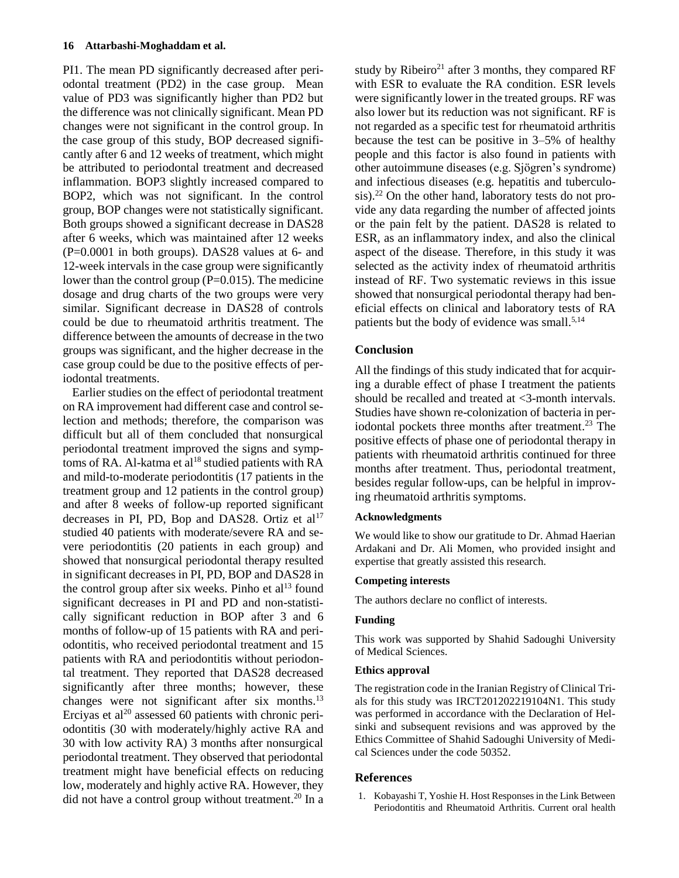PI1. The mean PD significantly decreased after periodontal treatment (PD2) in the case group. Mean value of PD3 was significantly higher than PD2 but the difference was not clinically significant. Mean PD changes were not significant in the control group. In the case group of this study, BOP decreased significantly after 6 and 12 weeks of treatment, which might be attributed to periodontal treatment and decreased inflammation. BOP3 slightly increased compared to BOP2, which was not significant. In the control group, BOP changes were not statistically significant. Both groups showed a significant decrease in DAS28 after 6 weeks, which was maintained after 12 weeks (P=0.0001 in both groups). DAS28 values at 6- and 12-week intervals in the case group were significantly lower than the control group (P=0.015). The medicine dosage and drug charts of the two groups were very similar. Significant decrease in DAS28 of controls could be due to rheumatoid arthritis treatment. The difference between the amounts of decrease in the two groups was significant, and the higher decrease in the case group could be due to the positive effects of periodontal treatments.

Earlier studies on the effect of periodontal treatment on RA improvement had different case and control selection and methods; therefore, the comparison was difficult but all of them concluded that nonsurgical periodontal treatment improved the signs and symptoms of RA. Al-katma et al[18] studied patients with RA and mild-to-moderate periodontitis (17 patients in the treatment group and 12 patients in the control group) and after 8 weeks of follow-up reported significant decreases in PI, PD, Bop and DAS28. Ortiz et al[17] studied 40 patients with moderate/severe RA and severe periodontitis (20 patients in each group) and showed that nonsurgical periodontal therapy resulted in significant decreases in PI, PD, BOP and DAS28 in the control group after six weeks. Pinho et al[13] found significant decreases in PI and PD and non-statistically significant reduction in BOP after 3 and 6 months of follow-up of 15 patients with RA and periodontitis, who received periodontal treatment and 15 patients with RA and periodontitis without periodontal treatment. They reported that DAS28 decreased significantly after three months; however, these changes were not significant after six months.[13] Erciyas et al[20] assessed 60 patients with chronic periodontitis (30 with moderately/highly active RA and 30 with low activity RA) 3 months after nonsurgical periodontal treatment. They observed that periodontal treatment might have beneficial effects on reducing low, moderately and highly active RA. However, they did not have a control group without treatment.[20] In a study by Ribeiro[21] after 3 months, they compared RF with ESR to evaluate the RA condition. ESR levels were significantly lower in the treated groups. RF was also lower but its reduction was not significant. RF is not regarded as a specific test for rheumatoid arthritis because the test can be positive in 3–5% of healthy people and this factor is also found in patients with other autoimmune diseases (e.g. Sjögren's syndrome) and infectious diseases (e.g. hepatitis and tuberculosis).[22] On the other hand, laboratory tests do not provide any data regarding the number of affected joints or the pain felt by the patient. DAS28 is related to ESR, as an inflammatory index, and also the clinical aspect of the disease. Therefore, in this study it was selected as the activity index of rheumatoid arthritis instead of RF. Two systematic reviews in this issue showed that nonsurgical periodontal therapy had beneficial effects on clinical and laboratory tests of RA patients but the body of evidence was small.[5,14]

## Conclusion

All the findings of this study indicated that for acquiring a durable effect of phase I treatment the patients should be recalled and treated at <3-month intervals. Studies have shown re-colonization of bacteria in periodontal pockets three months after treatment.[23] The positive effects of phase one of periodontal therapy in patients with rheumatoid arthritis continued for three months after treatment. Thus, periodontal treatment, besides regular follow-ups, can be helpful in improving rheumatoid arthritis symptoms.

### Acknowledgments

We would like to show our gratitude to Dr. Ahmad Haerian Ardakani and Dr. Ali Momen, who provided insight and expertise that greatly assisted this research.

### Competing interests

The authors declare no conflict of interests.

### Funding

This work was supported by Shahid Sadoughi University of Medical Sciences.

### Ethics approval

The registration code in the Iranian Registry of Clinical Trials for this study was IRCT201202219104N1. This study was performed in accordance with the Declaration of Helsinki and subsequent revisions and was approved by the Ethics Committee of Shahid Sadoughi University of Medical Sciences under the code 50352.

## References

1. Kobayashi T, Yoshie H. Host Responses in the Link Between Periodontitis and Rheumatoid Arthritis. Current oral health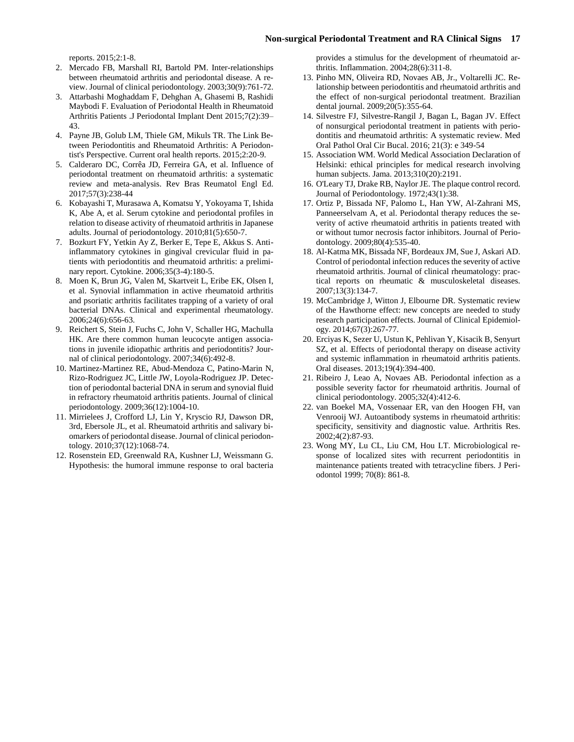reports. 2015;2:1-8.

2. Mercado FB, Marshall RI, Bartold PM. Inter-relationships between rheumatoid arthritis and periodontal disease. A review. Journal of clinical periodontology. 2003;30(9):761-72.
3. Attarbashi Moghaddam F, Dehghan A, Ghasemi B, Rashidi Maybodi F. Evaluation of Periodontal Health in Rheumatoid Arthritis Patients .J Periodontal Implant Dent 2015;7(2):39–43.
4. Payne JB, Golub LM, Thiele GM, Mikuls TR. The Link Between Periodontitis and Rheumatoid Arthritis: A Periodontist's Perspective. Current oral health reports. 2015;2:20-9.
5. Calderaro DC, Corrêa JD, Ferreira GA, et al. Influence of periodontal treatment on rheumatoid arthritis: a systematic review and meta-analysis. Rev Bras Reumatol Engl Ed. 2017;57(3):238-44
6. Kobayashi T, Murasawa A, Komatsu Y, Yokoyama T, Ishida K, Abe A, et al. Serum cytokine and periodontal profiles in relation to disease activity of rheumatoid arthritis in Japanese adults. Journal of periodontology. 2010;81(5):650-7.
7. Bozkurt FY, Yetkin Ay Z, Berker E, Tepe E, Akkus S. Anti-inflammatory cytokines in gingival crevicular fluid in patients with periodontitis and rheumatoid arthritis: a preliminary report. Cytokine. 2006;35(3-4):180-5.
8. Moen K, Brun JG, Valen M, Skartveit L, Eribe EK, Olsen I, et al. Synovial inflammation in active rheumatoid arthritis and psoriatic arthritis facilitates trapping of a variety of oral bacterial DNAs. Clinical and experimental rheumatology. 2006;24(6):656-63.
9. Reichert S, Stein J, Fuchs C, John V, Schaller HG, Machulla HK. Are there common human leucocyte antigen associations in juvenile idiopathic arthritis and periodontitis? Journal of clinical periodontology. 2007;34(6):492-8.
10. Martinez-Martinez RE, Abud-Mendoza C, Patino-Marin N, Rizo-Rodriguez JC, Little JW, Loyola-Rodriguez JP. Detection of periodontal bacterial DNA in serum and synovial fluid in refractory rheumatoid arthritis patients. Journal of clinical periodontology. 2009;36(12):1004-10.
11. Mirrielees J, Crofford LJ, Lin Y, Kryscio RJ, Dawson DR, 3rd, Ebersole JL, et al. Rheumatoid arthritis and salivary biomarkers of periodontal disease. Journal of clinical periodontology. 2010;37(12):1068-74.
12. Rosenstein ED, Greenwald RA, Kushner LJ, Weissmann G. Hypothesis: the humoral immune response to oral bacteria provides a stimulus for the development of rheumatoid arthritis. Inflammation. 2004;28(6):311-8.
13. Pinho MN, Oliveira RD, Novaes AB, Jr., Voltarelli JC. Relationship between periodontitis and rheumatoid arthritis and the effect of non-surgical periodontal treatment. Brazilian dental journal. 2009;20(5):355-64.
14. Silvestre FJ, Silvestre-Rangil J, Bagan L, Bagan JV. Effect of nonsurgical periodontal treatment in patients with periodontitis and rheumatoid arthritis: A systematic review. Med Oral Pathol Oral Cir Bucal. 2016; 21(3): e 349-54
15. Association WM. World Medical Association Declaration of Helsinki: ethical principles for medical research involving human subjects. Jama. 2013;310(20):2191.
16. O'Leary TJ, Drake RB, Naylor JE. The plaque control record. Journal of Periodontology. 1972;43(1):38.
17. Ortiz P, Bissada NF, Palomo L, Han YW, Al-Zahrani MS, Panneerselvam A, et al. Periodontal therapy reduces the severity of active rheumatoid arthritis in patients treated with or without tumor necrosis factor inhibitors. Journal of Periodontology. 2009;80(4):535-40.
18. Al-Katma MK, Bissada NF, Bordeaux JM, Sue J, Askari AD. Control of periodontal infection reduces the severity of active rheumatoid arthritis. Journal of clinical rheumatology: practical reports on rheumatic & musculoskeletal diseases. 2007;13(3):134-7.
19. McCambridge J, Witton J, Elbourne DR. Systematic review of the Hawthorne effect: new concepts are needed to study research participation effects. Journal of Clinical Epidemiology. 2014;67(3):267-77.
20. Erciyas K, Sezer U, Ustun K, Pehlivan Y, Kisacik B, Senyurt SZ, et al. Effects of periodontal therapy on disease activity and systemic inflammation in rheumatoid arthritis patients. Oral diseases. 2013;19(4):394-400.
21. Ribeiro J, Leao A, Novaes AB. Periodontal infection as a possible severity factor for rheumatoid arthritis. Journal of clinical periodontology. 2005;32(4):412-6.
22. van Boekel MA, Vossenaar ER, van den Hoogen FH, van Venrooij WJ. Autoantibody systems in rheumatoid arthritis: specificity, sensitivity and diagnostic value. Arthritis Res. 2002;4(2):87-93.
23. Wong MY, Lu CL, Liu CM, Hou LT. Microbiological response of localized sites with recurrent periodontitis in maintenance patients treated with tetracycline fibers. J Periodontol 1999; 70(8): 861-8.